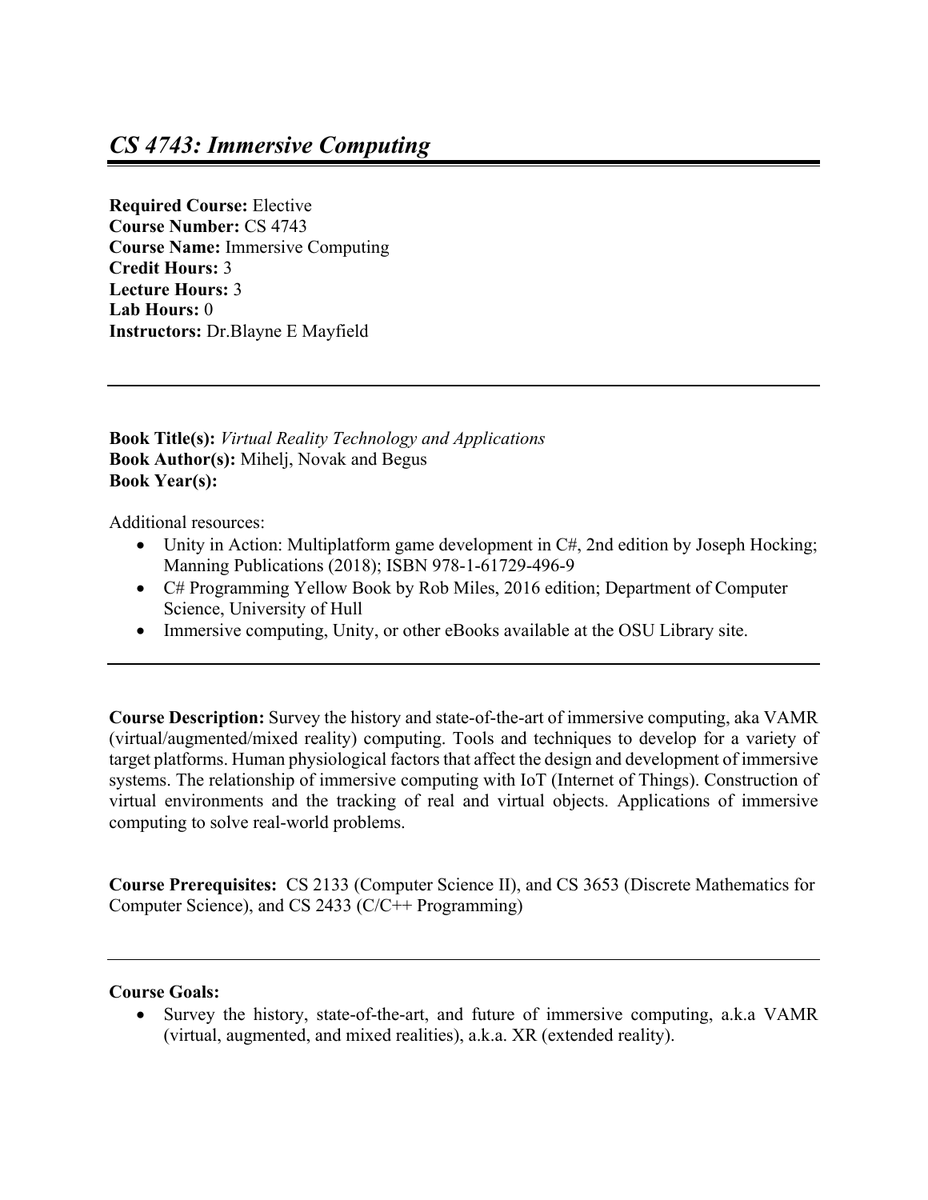# *CS 4743: Immersive Computing*

**Required Course:** Elective
**Course Number:** CS 4743
**Course Name:** Immersive Computing
**Credit Hours:** 3
**Lecture Hours:** 3
**Lab Hours:** 0
**Instructors:** Dr.Blayne E Mayfield

---

**Book Title(s):** *Virtual Reality Technology and Applications*
**Book Author(s):** Mihelj, Novak and Begus
**Book Year(s):**

Additional resources:

- Unity in Action: Multiplatform game development in C#, 2nd edition by Joseph Hocking; Manning Publications (2018); ISBN 978-1-61729-496-9
- C# Programming Yellow Book by Rob Miles, 2016 edition; Department of Computer Science, University of Hull
- Immersive computing, Unity, or other eBooks available at the OSU Library site.

---

**Course Description:** Survey the history and state-of-the-art of immersive computing, aka VAMR (virtual/augmented/mixed reality) computing. Tools and techniques to develop for a variety of target platforms. Human physiological factors that affect the design and development of immersive systems. The relationship of immersive computing with IoT (Internet of Things). Construction of virtual environments and the tracking of real and virtual objects. Applications of immersive computing to solve real-world problems.

**Course Prerequisites:** CS 2133 (Computer Science II), and CS 3653 (Discrete Mathematics for Computer Science), and CS 2433 (C/C++ Programming)

---

**Course Goals:**

- Survey the history, state-of-the-art, and future of immersive computing, a.k.a VAMR (virtual, augmented, and mixed realities), a.k.a. XR (extended reality).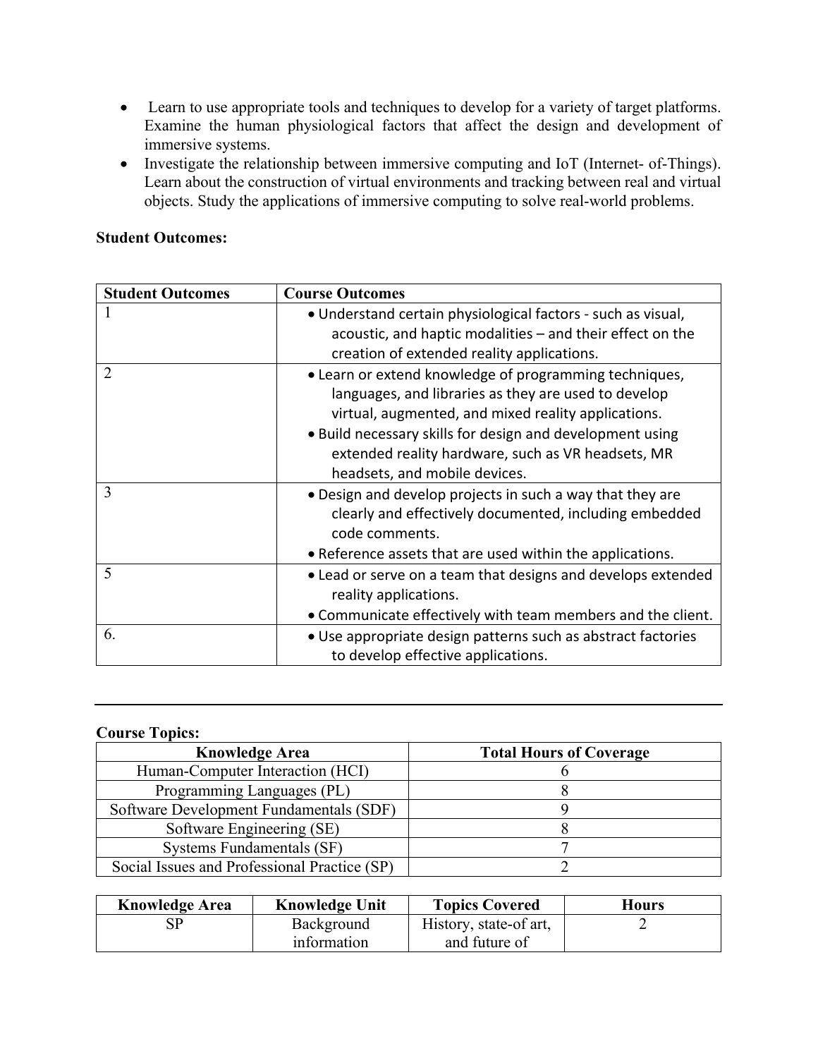- Learn to use appropriate tools and techniques to develop for a variety of target platforms. Examine the human physiological factors that affect the design and development of immersive systems.
- Investigate the relationship between immersive computing and IoT (Internet- of-Things). Learn about the construction of virtual environments and tracking between real and virtual objects. Study the applications of immersive computing to solve real-world problems.

**Student Outcomes:**

| Student Outcomes | Course Outcomes |
|---|---|
| 1 | • Understand certain physiological factors - such as visual, acoustic, and haptic modalities – and their effect on the creation of extended reality applications. |
| 2 | • Learn or extend knowledge of programming techniques, languages, and libraries as they are used to develop virtual, augmented, and mixed reality applications.<br>• Build necessary skills for design and development using extended reality hardware, such as VR headsets, MR headsets, and mobile devices. |
| 3 | • Design and develop projects in such a way that they are clearly and effectively documented, including embedded code comments.<br>• Reference assets that are used within the applications. |
| 5 | • Lead or serve on a team that designs and develops extended reality applications.<br>• Communicate effectively with team members and the client. |
| 6. | • Use appropriate design patterns such as abstract factories to develop effective applications. |

---

**Course Topics:**

| Knowledge Area | Total Hours of Coverage |
|---|---|
| Human-Computer Interaction (HCI) | 6 |
| Programming Languages (PL) | 8 |
| Software Development Fundamentals (SDF) | 9 |
| Software Engineering (SE) | 8 |
| Systems Fundamentals (SF) | 7 |
| Social Issues and Professional Practice (SP) | 2 |

| Knowledge Area | Knowledge Unit | Topics Covered | Hours |
|---|---|---|---|
| SP | Background information | History, state-of art, and future of | 2 |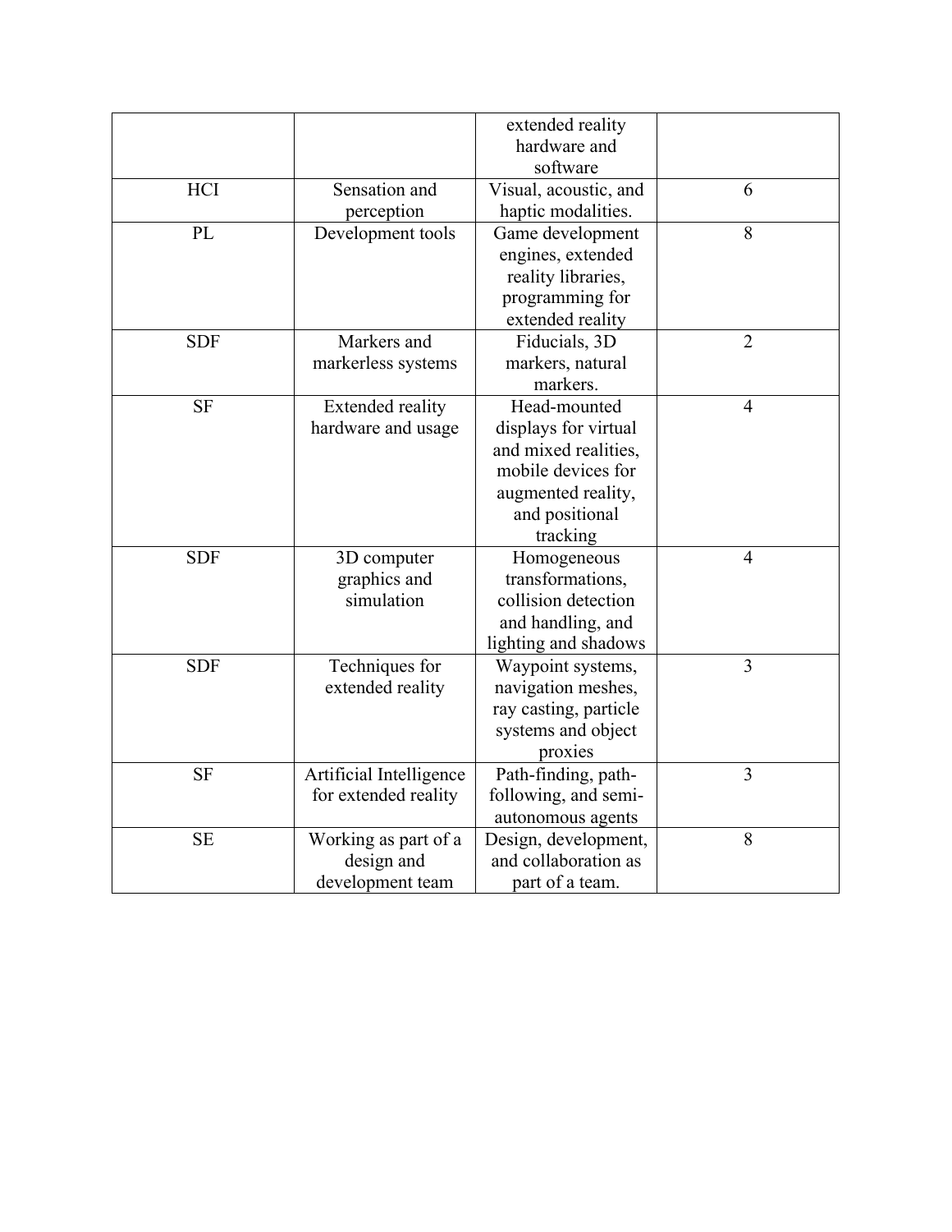| | | | |
|---|---|---|---|
| | | extended reality hardware and software | |
| HCI | Sensation and perception | Visual, acoustic, and haptic modalities. | 6 |
| PL | Development tools | Game development engines, extended reality libraries, programming for extended reality | 8 |
| SDF | Markers and markerless systems | Fiducials, 3D markers, natural markers. | 2 |
| SF | Extended reality hardware and usage | Head-mounted displays for virtual and mixed realities, mobile devices for augmented reality, and positional tracking | 4 |
| SDF | 3D computer graphics and simulation | Homogeneous transformations, collision detection and handling, and lighting and shadows | 4 |
| SDF | Techniques for extended reality | Waypoint systems, navigation meshes, ray casting, particle systems and object proxies | 3 |
| SF | Artificial Intelligence for extended reality | Path-finding, path-following, and semi-autonomous agents | 3 |
| SE | Working as part of a design and development team | Design, development, and collaboration as part of a team. | 8 |